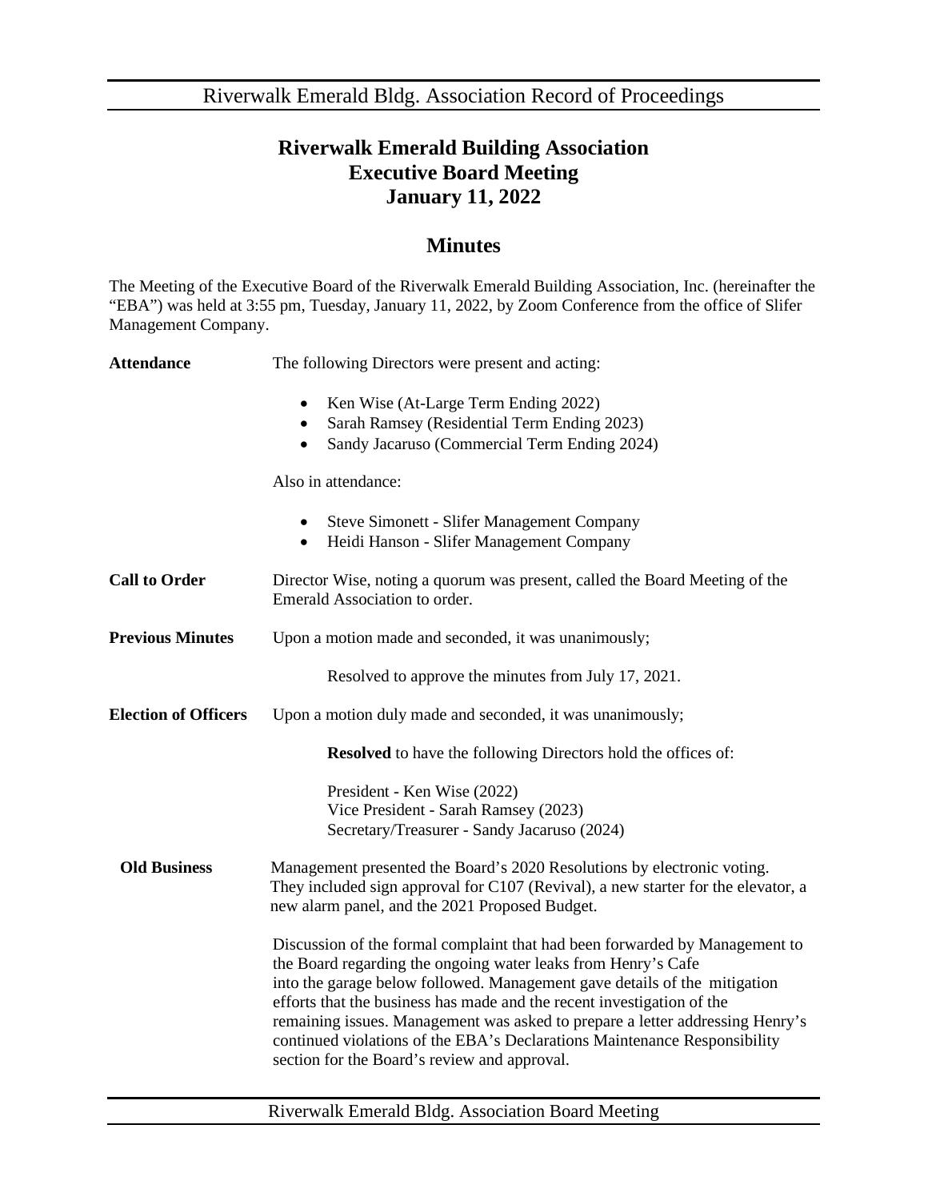# Riverwalk Emerald Building Association
# Executive Board Meeting
# January 11, 2022

## Minutes

The Meeting of the Executive Board of the Riverwalk Emerald Building Association, Inc. (hereinafter the "EBA") was held at 3:55 pm, Tuesday, January 11, 2022, by Zoom Conference from the office of Slifer Management Company.

**Attendance**

The following Directors were present and acting:

- Ken Wise (At-Large Term Ending 2022)
- Sarah Ramsey (Residential Term Ending 2023)
- Sandy Jacaruso (Commercial Term Ending 2024)

Also in attendance:

- Steve Simonett - Slifer Management Company
- Heidi Hanson - Slifer Management Company

**Call to Order**

Director Wise, noting a quorum was present, called the Board Meeting of the Emerald Association to order.

**Previous Minutes**

Upon a motion made and seconded, it was unanimously;

Resolved to approve the minutes from July 17, 2021.

**Election of Officers**

Upon a motion duly made and seconded, it was unanimously;

**Resolved** to have the following Directors hold the offices of:

President - Ken Wise (2022)
Vice President - Sarah Ramsey (2023)
Secretary/Treasurer - Sandy Jacaruso (2024)

**Old Business**

Management presented the Board's 2020 Resolutions by electronic voting. They included sign approval for C107 (Revival), a new starter for the elevator, a new alarm panel, and the 2021 Proposed Budget.

Discussion of the formal complaint that had been forwarded by Management to the Board regarding the ongoing water leaks from Henry's Cafe into the garage below followed. Management gave details of the mitigation efforts that the business has made and the recent investigation of the remaining issues. Management was asked to prepare a letter addressing Henry's continued violations of the EBA's Declarations Maintenance Responsibility section for the Board's review and approval.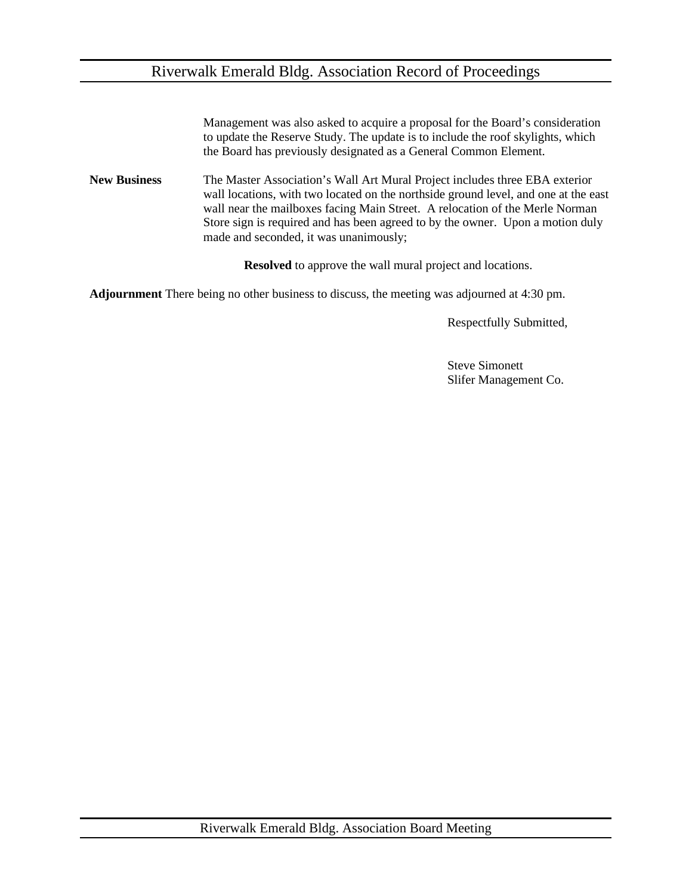Management was also asked to acquire a proposal for the Board's consideration to update the Reserve Study. The update is to include the roof skylights, which the Board has previously designated as a General Common Element.

**New Business** The Master Association's Wall Art Mural Project includes three EBA exterior wall locations, with two located on the northside ground level, and one at the east wall near the mailboxes facing Main Street. A relocation of the Merle Norman Store sign is required and has been agreed to by the owner. Upon a motion duly made and seconded, it was unanimously;

**Resolved** to approve the wall mural project and locations.

**Adjournment** There being no other business to discuss, the meeting was adjourned at 4:30 pm.

Respectfully Submitted,

Steve Simonett
Slifer Management Co.